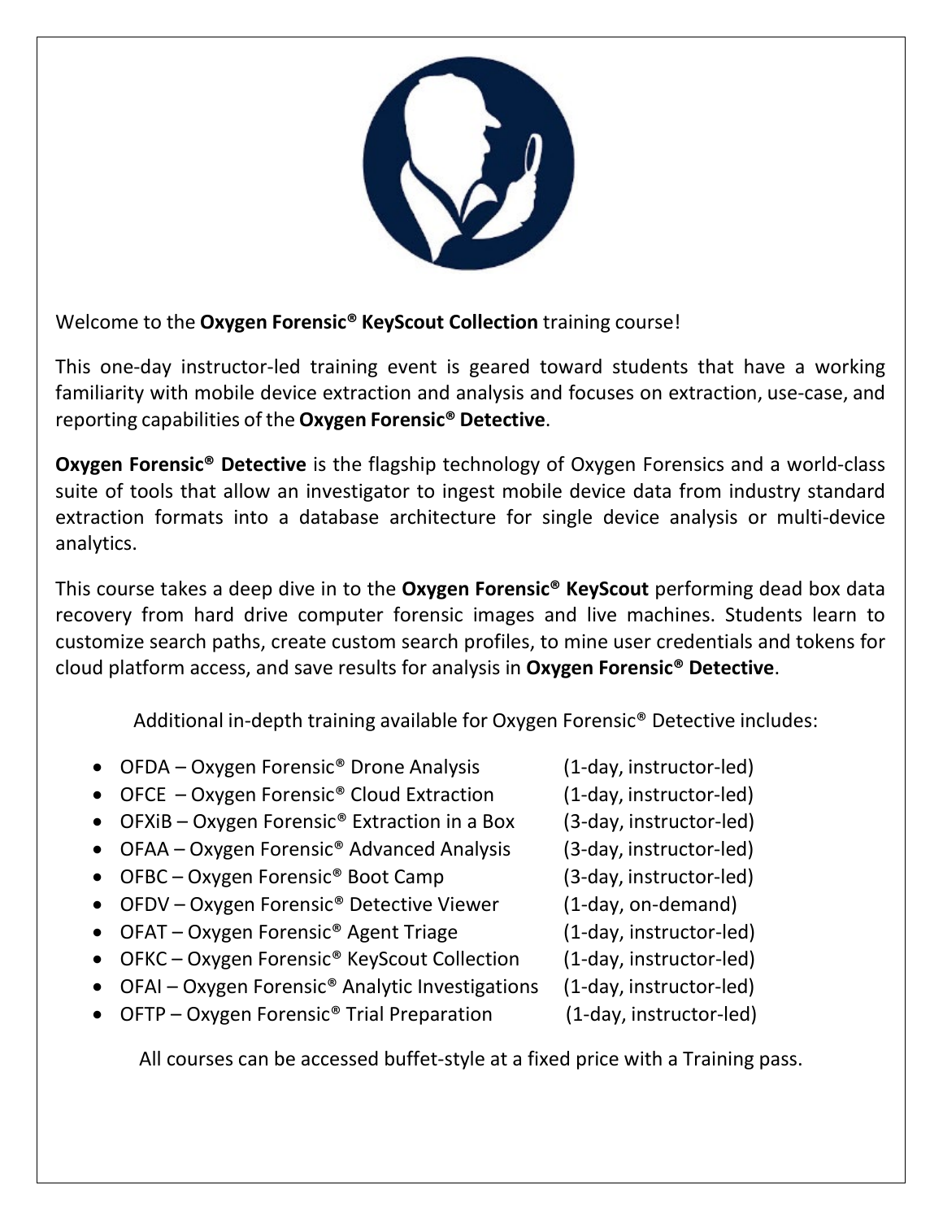Welcome to the **Oxygen Forensic® KeyScout Collection** training course!

This one-day instructor-led training event is geared toward students that have a working familiarity with mobile device extraction and analysis and focuses on extraction, use-case, and reporting capabilities of the **Oxygen Forensic® Detective**.

**Oxygen Forensic® Detective** is the flagship technology of Oxygen Forensics and a world-class suite of tools that allow an investigator to ingest mobile device data from industry standard extraction formats into a database architecture for single device analysis or multi-device analytics.

This course takes a deep dive in to the **Oxygen Forensic® KeyScout** performing dead box data recovery from hard drive computer forensic images and live machines. Students learn to customize search paths, create custom search profiles, to mine user credentials and tokens for cloud platform access, and save results for analysis in **Oxygen Forensic® Detective**.

Additional in-depth training available for Oxygen Forensic® Detective includes:

- OFDA – Oxygen Forensic® Drone Analysis (1-day, instructor-led)
- OFCE – Oxygen Forensic® Cloud Extraction (1-day, instructor-led)
- OFXiB – Oxygen Forensic® Extraction in a Box (3-day, instructor-led)
- OFAA – Oxygen Forensic® Advanced Analysis (3-day, instructor-led)
- OFBC – Oxygen Forensic® Boot Camp (3-day, instructor-led)
- OFDV – Oxygen Forensic® Detective Viewer (1-day, on-demand)
- OFAT – Oxygen Forensic® Agent Triage (1-day, instructor-led)
- OFKC – Oxygen Forensic® KeyScout Collection (1-day, instructor-led)
- OFAI – Oxygen Forensic® Analytic Investigations (1-day, instructor-led)
- OFTP – Oxygen Forensic® Trial Preparation (1-day, instructor-led)

All courses can be accessed buffet-style at a fixed price with a Training pass.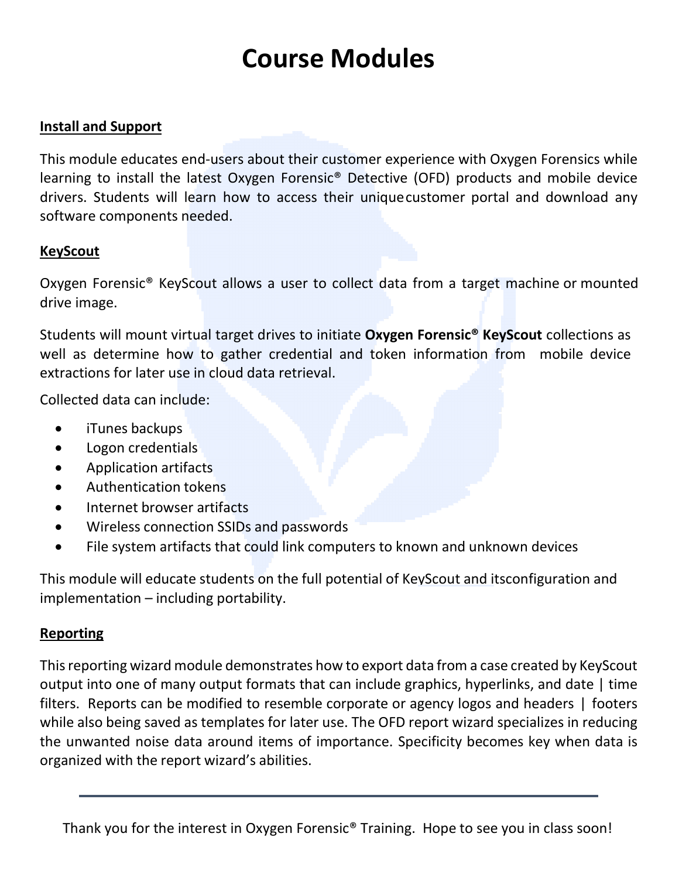# Course Modules

**Install and Support**

This module educates end-users about their customer experience with Oxygen Forensics while learning to install the latest Oxygen Forensic® Detective (OFD) products and mobile device drivers. Students will learn how to access their unique customer portal and download any software components needed.

**KeyScout**

Oxygen Forensic® KeyScout allows a user to collect data from a target machine or mounted drive image.

Students will mount virtual target drives to initiate **Oxygen Forensic® KeyScout** collections as well as determine how to gather credential and token information from mobile device extractions for later use in cloud data retrieval.

Collected data can include:

- iTunes backups
- Logon credentials
- Application artifacts
- Authentication tokens
- Internet browser artifacts
- Wireless connection SSIDs and passwords
- File system artifacts that could link computers to known and unknown devices

This module will educate students on the full potential of KeyScout and itsconfiguration and implementation – including portability.

**Reporting**

This reporting wizard module demonstrates how to export data from a case created by KeyScout output into one of many output formats that can include graphics, hyperlinks, and date | time filters. Reports can be modified to resemble corporate or agency logos and headers | footers while also being saved as templates for later use. The OFD report wizard specializes in reducing the unwanted noise data around items of importance. Specificity becomes key when data is organized with the report wizard's abilities.

---

Thank you for the interest in Oxygen Forensic® Training. Hope to see you in class soon!